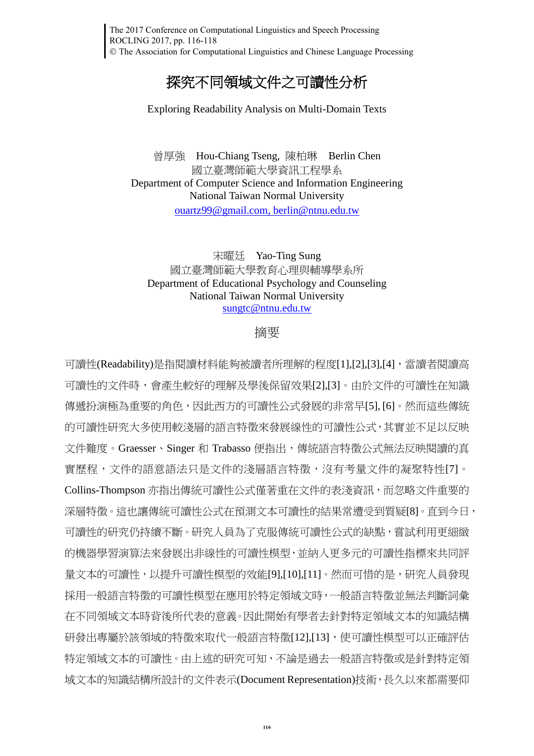# 探究不同領域文件之可讀性分析

Exploring Readability Analysis on Multi-Domain Texts

曾厚強　Hou-Chiang Tseng, 陳柏琳　Berlin Chen
國立臺灣師範大學資訊工程學系
Department of Computer Science and Information Engineering
National Taiwan Normal University
ouartz99@gmail.com, berlin@ntnu.edu.tw

宋曜廷　Yao-Ting Sung
國立臺灣師範大學教育心理與輔導學系所
Department of Educational Psychology and Counseling
National Taiwan Normal University
sungtc@ntnu.edu.tw

## 摘要

可讀性(Readability)是指閱讀材料能夠被讀者所理解的程度[1],[2],[3],[4]，當讀者閱讀高可讀性的文件時，會產生較好的理解及學後保留效果[2],[3]。由於文件的可讀性在知識傳遞扮演極為重要的角色，因此西方的可讀性公式發展的非常早[5], [6]。然而這些傳統的可讀性研究大多使用較淺層的語言特徵來發展線性的可讀性公式，其實並不足以反映文件難度。Graesser、Singer 和 Trabasso 便指出，傳統語言特徵公式無法反映閱讀的真實歷程，文件的語意語法只是文件的淺層語言特徵，沒有考量文件的凝聚特性[7]。Collins-Thompson 亦指出傳統可讀性公式僅著重在文件的表淺資訊，而忽略文件重要的深層特徵。這也讓傳統可讀性公式在預測文本可讀性的結果常遭受到質疑[8]。直到今日，可讀性的研究仍持續不斷。研究人員為了克服傳統可讀性公式的缺點，嘗試利用更細緻的機器學習演算法來發展出非線性的可讀性模型，並納入更多元的可讀性指標來共同評量文本的可讀性，以提升可讀性模型的效能[9],[10],[11]。然而可惜的是，研究人員發現採用一般語言特徵的可讀性模型在應用於特定領域文時，一般語言特徵並無法判斷詞彙在不同領域文本時背後所代表的意義。因此開始有學者去針對特定領域文本的知識結構研發出專屬於該領域的特徵來取代一般語言特徵[12],[13]，使可讀性模型可以正確評估特定領域文本的可讀性。由上述的研究可知，不論是過去一般語言特徵或是針對特定領域文本的知識結構所設計的文件表示(Document Representation)技術，長久以來都需要仰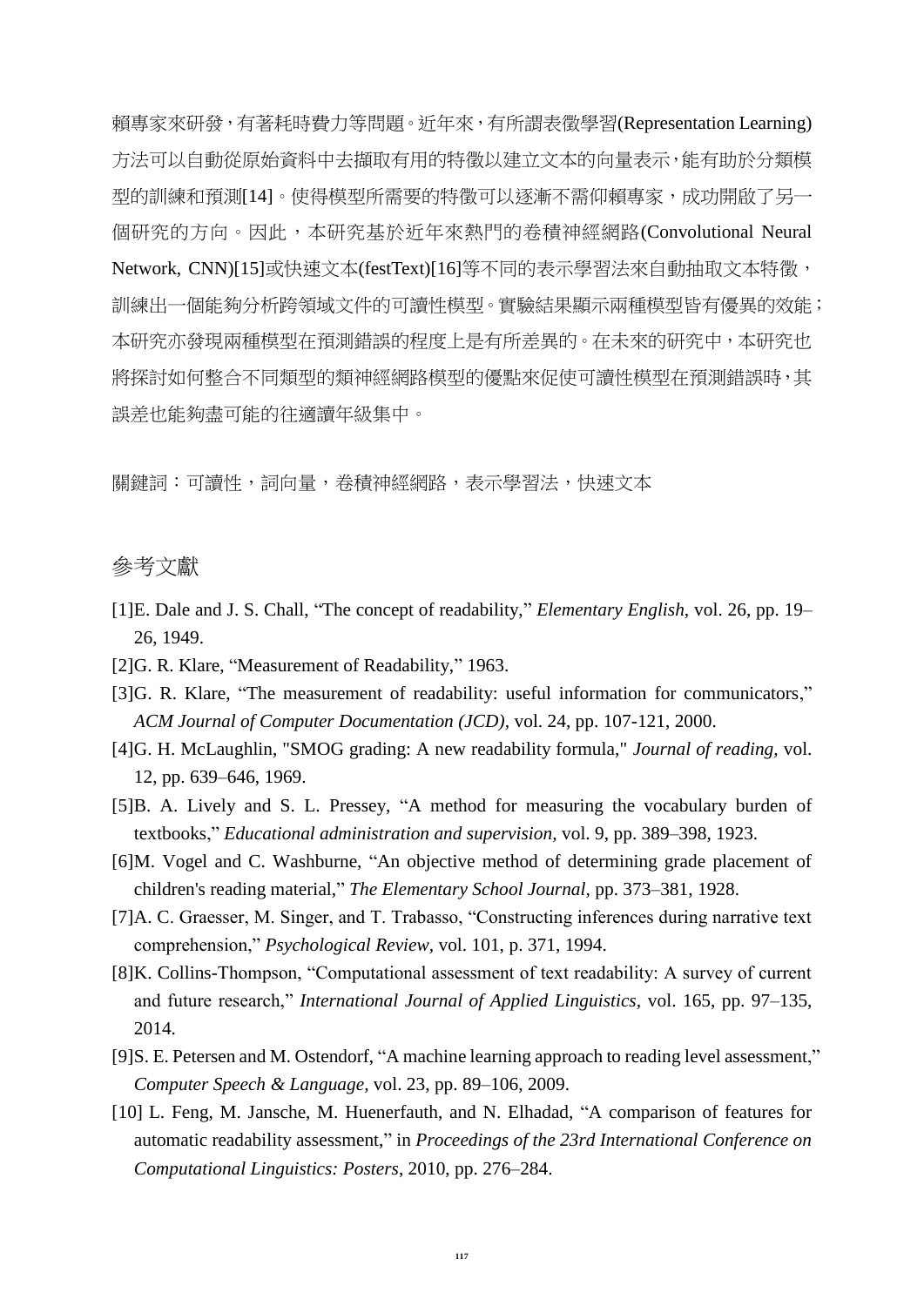賴專家來研發，有著耗時費力等問題。近年來，有所謂表徵學習(Representation Learning)方法可以自動從原始資料中去擷取有用的特徵以建立文本的向量表示，能有助於分類模型的訓練和預測[14]。使得模型所需要的特徵可以逐漸不需仰賴專家，成功開啟了另一個研究的方向。因此，本研究基於近年來熱門的卷積神經網路(Convolutional Neural Network, CNN)[15]或快速文本(festText)[16]等不同的表示學習法來自動抽取文本特徵，訓練出一個能夠分析跨領域文件的可讀性模型。實驗結果顯示兩種模型皆有優異的效能；本研究亦發現兩種模型在預測錯誤的程度上是有所差異的。在未來的研究中，本研究也將探討如何整合不同類型的類神經網路模型的優點來促使可讀性模型在預測錯誤時，其誤差也能夠盡可能的往適讀年級集中。

關鍵詞：可讀性，詞向量，卷積神經網路，表示學習法，快速文本

## 參考文獻

[1]E. Dale and J. S. Chall, “The concept of readability,” *Elementary English,* vol. 26, pp. 19–26, 1949.

[2]G. R. Klare, “Measurement of Readability,” 1963.

[3]G. R. Klare, “The measurement of readability: useful information for communicators,” *ACM Journal of Computer Documentation (JCD),* vol. 24, pp. 107-121, 2000.

[4]G. H. McLaughlin, "SMOG grading: A new readability formula," *Journal of reading,* vol. 12, pp. 639–646, 1969.

[5]B. A. Lively and S. L. Pressey, “A method for measuring the vocabulary burden of textbooks,” *Educational administration and supervision,* vol. 9, pp. 389–398, 1923.

[6]M. Vogel and C. Washburne, “An objective method of determining grade placement of children's reading material,” *The Elementary School Journal,* pp. 373–381, 1928.

[7]A. C. Graesser, M. Singer, and T. Trabasso, “Constructing inferences during narrative text comprehension,” *Psychological Review,* vol. 101, p. 371, 1994.

[8]K. Collins-Thompson, “Computational assessment of text readability: A survey of current and future research,” *International Journal of Applied Linguistics,* vol. 165, pp. 97–135, 2014.

[9]S. E. Petersen and M. Ostendorf, “A machine learning approach to reading level assessment,” *Computer Speech & Language,* vol. 23, pp. 89–106, 2009.

[10] L. Feng, M. Jansche, M. Huenerfauth, and N. Elhadad, “A comparison of features for automatic readability assessment,” in *Proceedings of the 23rd International Conference on Computational Linguistics: Posters,* 2010, pp. 276–284.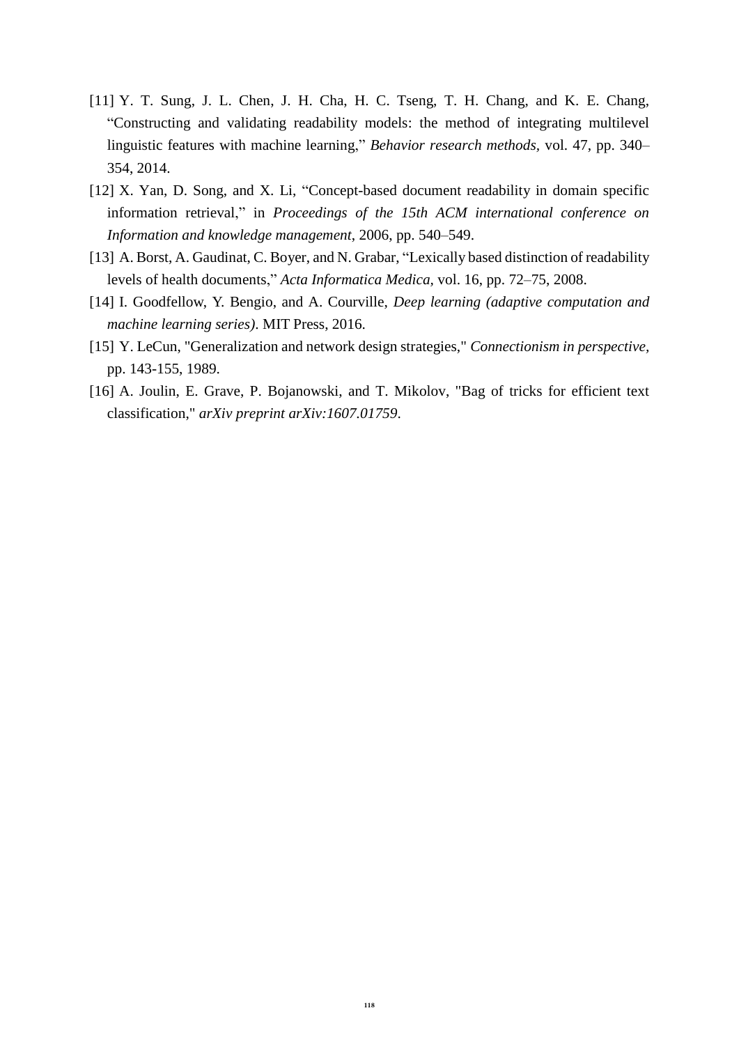[11] Y. T. Sung, J. L. Chen, J. H. Cha, H. C. Tseng, T. H. Chang, and K. E. Chang, "Constructing and validating readability models: the method of integrating multilevel linguistic features with machine learning," *Behavior research methods*, vol. 47, pp. 340–354, 2014.

[12] X. Yan, D. Song, and X. Li, "Concept-based document readability in domain specific information retrieval," in *Proceedings of the 15th ACM international conference on Information and knowledge management*, 2006, pp. 540–549.

[13] A. Borst, A. Gaudinat, C. Boyer, and N. Grabar, "Lexically based distinction of readability levels of health documents," *Acta Informatica Medica*, vol. 16, pp. 72–75, 2008.

[14] I. Goodfellow, Y. Bengio, and A. Courville, *Deep learning (adaptive computation and machine learning series)*. MIT Press, 2016.

[15] Y. LeCun, "Generalization and network design strategies," *Connectionism in perspective*, pp. 143-155, 1989.

[16] A. Joulin, E. Grave, P. Bojanowski, and T. Mikolov, "Bag of tricks for efficient text classification," *arXiv preprint arXiv:1607.01759*.